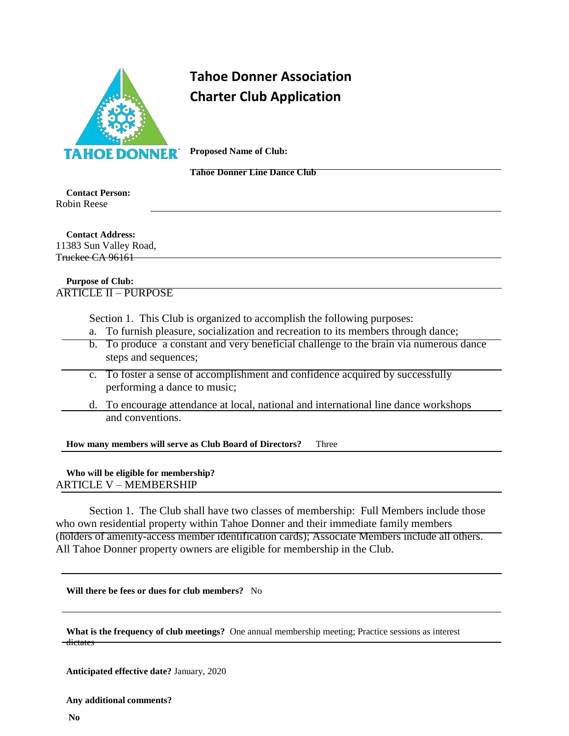# Tahoe Donner Association
# Charter Club Application

**Proposed Name of Club:**

**Tahoe Donner Line Dance Club**

**Contact Person:**
Robin Reese

**Contact Address:**
11383 Sun Valley Road,
Truckee CA 96161

**Purpose of Club:**
ARTICLE II – PURPOSE

Section 1. This Club is organized to accomplish the following purposes:

a. To furnish pleasure, socialization and recreation to its members through dance;
b. To produce a constant and very beneficial challenge to the brain via numerous dance steps and sequences;
c. To foster a sense of accomplishment and confidence acquired by successfully performing a dance to music;
d. To encourage attendance at local, national and international line dance workshops and conventions.

**How many members will serve as Club Board of Directors?** Three

**Who will be eligible for membership?**
ARTICLE V – MEMBERSHIP

Section 1. The Club shall have two classes of membership: Full Members include those who own residential property within Tahoe Donner and their immediate family members (holders of amenity-access member identification cards); Associate Members include all others. All Tahoe Donner property owners are eligible for membership in the Club.

**Will there be fees or dues for club members?** No

**What is the frequency of club meetings?** One annual membership meeting; Practice sessions as interest dictates

**Anticipated effective date?** January, 2020

**Any additional comments?**

**No**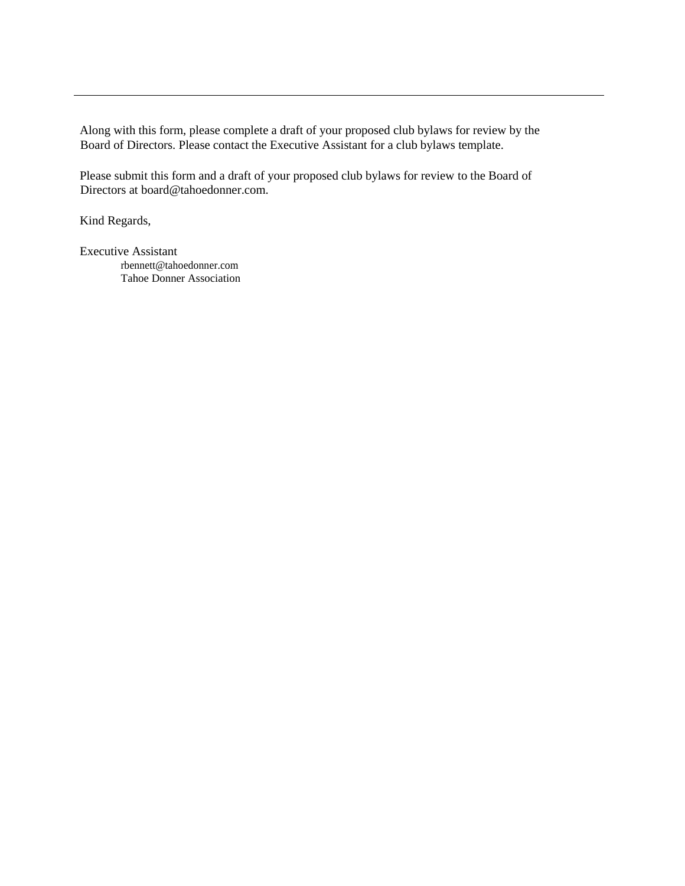---

Along with this form, please complete a draft of your proposed club bylaws for review by the Board of Directors. Please contact the Executive Assistant for a club bylaws template.

Please submit this form and a draft of your proposed club bylaws for review to the Board of Directors at board@tahoedonner.com.

Kind Regards,

Executive Assistant
rbennett@tahoedonner.com
Tahoe Donner Association